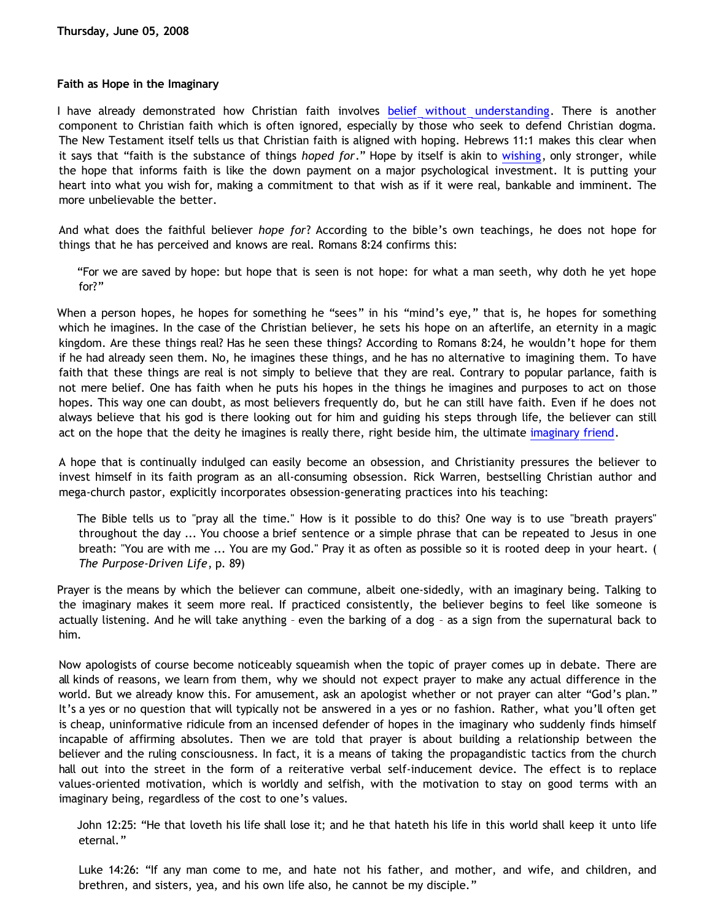**Thursday, June 05, 2008**

**Faith as Hope in the Imaginary**

I have already demonstrated how Christian faith involves belief without understanding. There is another component to Christian faith which is often ignored, especially by those who seek to defend Christian dogma. The New Testament itself tells us that Christian faith is aligned with hoping. Hebrews 11:1 makes this clear when it says that "faith is the substance of things *hoped for*." Hope by itself is akin to wishing, only stronger, while the hope that informs faith is like the down payment on a major psychological investment. It is putting your heart into what you wish for, making a commitment to that wish as if it were real, bankable and imminent. The more unbelievable the better.

And what does the faithful believer *hope for*? According to the bible's own teachings, he does not hope for things that he has perceived and knows are real. Romans 8:24 confirms this:

> "For we are saved by hope: but hope that is seen is not hope: for what a man seeth, why doth he yet hope for?"

When a person hopes, he hopes for something he "sees" in his "mind's eye," that is, he hopes for something which he imagines. In the case of the Christian believer, he sets his hope on an afterlife, an eternity in a magic kingdom. Are these things real? Has he seen these things? According to Romans 8:24, he wouldn't hope for them if he had already seen them. No, he imagines these things, and he has no alternative to imagining them. To have faith that these things are real is not simply to believe that they are real. Contrary to popular parlance, faith is not mere belief. One has faith when he puts his hopes in the things he imagines and purposes to act on those hopes. This way one can doubt, as most believers frequently do, but he can still have faith. Even if he does not always believe that his god is there looking out for him and guiding his steps through life, the believer can still act on the hope that the deity he imagines is really there, right beside him, the ultimate imaginary friend.

A hope that is continually indulged can easily become an obsession, and Christianity pressures the believer to invest himself in its faith program as an all-consuming obsession. Rick Warren, bestselling Christian author and mega-church pastor, explicitly incorporates obsession-generating practices into his teaching:

> The Bible tells us to "pray all the time." How is it possible to do this? One way is to use "breath prayers" throughout the day ... You choose a brief sentence or a simple phrase that can be repeated to Jesus in one breath: "You are with me ... You are my God." Pray it as often as possible so it is rooted deep in your heart. (*The Purpose-Driven Life*, p. 89)

Prayer is the means by which the believer can commune, albeit one-sidedly, with an imaginary being. Talking to the imaginary makes it seem more real. If practiced consistently, the believer begins to feel like someone is actually listening. And he will take anything – even the barking of a dog – as a sign from the supernatural back to him.

Now apologists of course become noticeably squeamish when the topic of prayer comes up in debate. There are all kinds of reasons, we learn from them, why we should not expect prayer to make any actual difference in the world. But we already know this. For amusement, ask an apologist whether or not prayer can alter "God's plan." It's a yes or no question that will typically not be answered in a yes or no fashion. Rather, what you'll often get is cheap, uninformative ridicule from an incensed defender of hopes in the imaginary who suddenly finds himself incapable of affirming absolutes. Then we are told that prayer is about building a relationship between the believer and the ruling consciousness. In fact, it is a means of taking the propagandistic tactics from the church hall out into the street in the form of a reiterative verbal self-inducement device. The effect is to replace values-oriented motivation, which is worldly and selfish, with the motivation to stay on good terms with an imaginary being, regardless of the cost to one's values.

> John 12:25: "He that loveth his life shall lose it; and he that hateth his life in this world shall keep it unto life eternal."

> Luke 14:26: "If any man come to me, and hate not his father, and mother, and wife, and children, and brethren, and sisters, yea, and his own life also, he cannot be my disciple."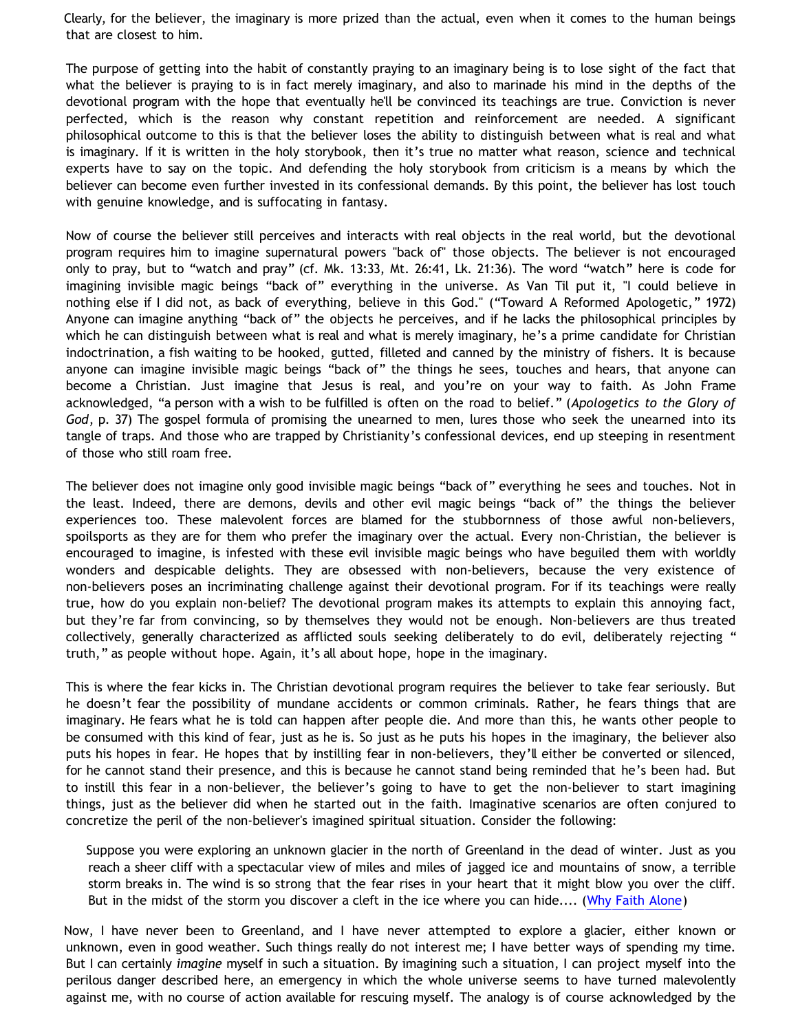Clearly, for the believer, the imaginary is more prized than the actual, even when it comes to the human beings that are closest to him.

The purpose of getting into the habit of constantly praying to an imaginary being is to lose sight of the fact that what the believer is praying to is in fact merely imaginary, and also to marinade his mind in the depths of the devotional program with the hope that eventually he'll be convinced its teachings are true. Conviction is never perfected, which is the reason why constant repetition and reinforcement are needed. A significant philosophical outcome to this is that the believer loses the ability to distinguish between what is real and what is imaginary. If it is written in the holy storybook, then it's true no matter what reason, science and technical experts have to say on the topic. And defending the holy storybook from criticism is a means by which the believer can become even further invested in its confessional demands. By this point, the believer has lost touch with genuine knowledge, and is suffocating in fantasy.

Now of course the believer still perceives and interacts with real objects in the real world, but the devotional program requires him to imagine supernatural powers "back of" those objects. The believer is not encouraged only to pray, but to "watch and pray" (cf. Mk. 13:33, Mt. 26:41, Lk. 21:36). The word "watch" here is code for imagining invisible magic beings "back of" everything in the universe. As Van Til put it, "I could believe in nothing else if I did not, as back of everything, believe in this God." ("Toward A Reformed Apologetic," 1972) Anyone can imagine anything "back of" the objects he perceives, and if he lacks the philosophical principles by which he can distinguish between what is real and what is merely imaginary, he's a prime candidate for Christian indoctrination, a fish waiting to be hooked, gutted, filleted and canned by the ministry of fishers. It is because anyone can imagine invisible magic beings "back of" the things he sees, touches and hears, that anyone can become a Christian. Just imagine that Jesus is real, and you're on your way to faith. As John Frame acknowledged, "a person with a wish to be fulfilled is often on the road to belief." (*Apologetics to the Glory of God*, p. 37) The gospel formula of promising the unearned to men, lures those who seek the unearned into its tangle of traps. And those who are trapped by Christianity's confessional devices, end up steeping in resentment of those who still roam free.

The believer does not imagine only good invisible magic beings "back of" everything he sees and touches. Not in the least. Indeed, there are demons, devils and other evil magic beings "back of" the things the believer experiences too. These malevolent forces are blamed for the stubbornness of those awful non-believers, spoilsports as they are for them who prefer the imaginary over the actual. Every non-Christian, the believer is encouraged to imagine, is infested with these evil invisible magic beings who have beguiled them with worldly wonders and despicable delights. They are obsessed with non-believers, because the very existence of non-believers poses an incriminating challenge against their devotional program. For if its teachings were really true, how do you explain non-belief? The devotional program makes its attempts to explain this annoying fact, but they're far from convincing, so by themselves they would not be enough. Non-believers are thus treated collectively, generally characterized as afflicted souls seeking deliberately to do evil, deliberately rejecting "truth," as people without hope. Again, it's all about hope, hope in the imaginary.

This is where the fear kicks in. The Christian devotional program requires the believer to take fear seriously. But he doesn't fear the possibility of mundane accidents or common criminals. Rather, he fears things that are imaginary. He fears what he is told can happen after people die. And more than this, he wants other people to be consumed with this kind of fear, just as he is. So just as he puts his hopes in the imaginary, the believer also puts his hopes in fear. He hopes that by instilling fear in non-believers, they'll either be converted or silenced, for he cannot stand their presence, and this is because he cannot stand being reminded that he's been had. But to instill this fear in a non-believer, the believer's going to have to get the non-believer to start imagining things, just as the believer did when he started out in the faith. Imaginative scenarios are often conjured to concretize the peril of the non-believer's imagined spiritual situation. Consider the following:

> Suppose you were exploring an unknown glacier in the north of Greenland in the dead of winter. Just as you reach a sheer cliff with a spectacular view of miles and miles of jagged ice and mountains of snow, a terrible storm breaks in. The wind is so strong that the fear rises in your heart that it might blow you over the cliff. But in the midst of the storm you discover a cleft in the ice where you can hide.... (Why Faith Alone)

Now, I have never been to Greenland, and I have never attempted to explore a glacier, either known or unknown, even in good weather. Such things really do not interest me; I have better ways of spending my time. But I can certainly *imagine* myself in such a situation. By imagining such a situation, I can project myself into the perilous danger described here, an emergency in which the whole universe seems to have turned malevolently against me, with no course of action available for rescuing myself. The analogy is of course acknowledged by the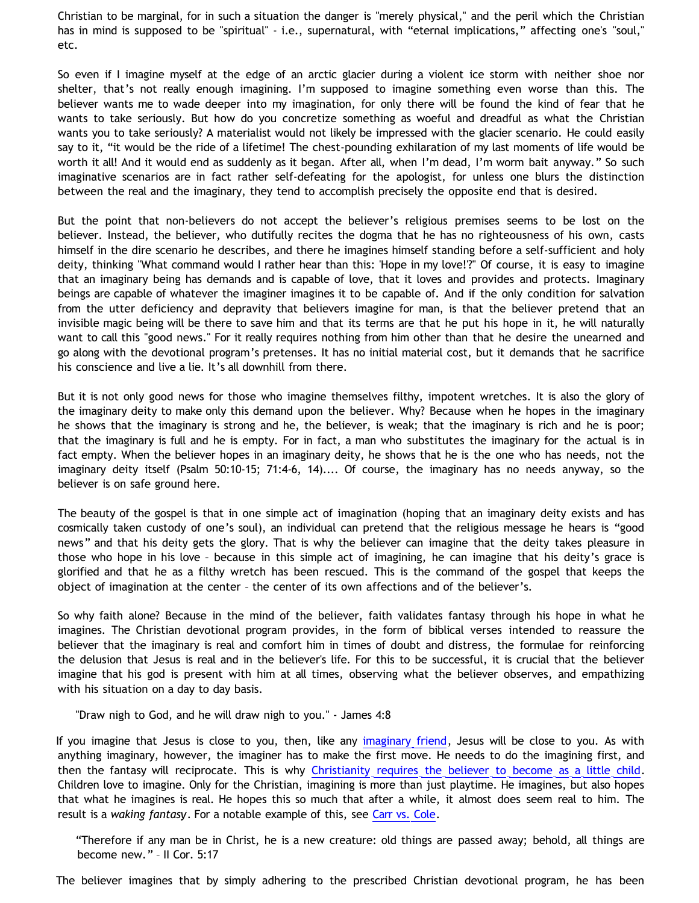Christian to be marginal, for in such a situation the danger is "merely physical," and the peril which the Christian has in mind is supposed to be "spiritual" - i.e., supernatural, with "eternal implications," affecting one's "soul," etc.

So even if I imagine myself at the edge of an arctic glacier during a violent ice storm with neither shoe nor shelter, that's not really enough imagining. I'm supposed to imagine something even worse than this. The believer wants me to wade deeper into my imagination, for only there will be found the kind of fear that he wants to take seriously. But how do you concretize something as woeful and dreadful as what the Christian wants you to take seriously? A materialist would not likely be impressed with the glacier scenario. He could easily say to it, "it would be the ride of a lifetime! The chest-pounding exhilaration of my last moments of life would be worth it all! And it would end as suddenly as it began. After all, when I'm dead, I'm worm bait anyway." So such imaginative scenarios are in fact rather self-defeating for the apologist, for unless one blurs the distinction between the real and the imaginary, they tend to accomplish precisely the opposite end that is desired.

But the point that non-believers do not accept the believer's religious premises seems to be lost on the believer. Instead, the believer, who dutifully recites the dogma that he has no righteousness of his own, casts himself in the dire scenario he describes, and there he imagines himself standing before a self-sufficient and holy deity, thinking "What command would I rather hear than this: 'Hope in my love!'?" Of course, it is easy to imagine that an imaginary being has demands and is capable of love, that it loves and provides and protects. Imaginary beings are capable of whatever the imaginer imagines it to be capable of. And if the only condition for salvation from the utter deficiency and depravity that believers imagine for man, is that the believer pretend that an invisible magic being will be there to save him and that its terms are that he put his hope in it, he will naturally want to call this "good news." For it really requires nothing from him other than that he desire the unearned and go along with the devotional program's pretenses. It has no initial material cost, but it demands that he sacrifice his conscience and live a lie. It's all downhill from there.

But it is not only good news for those who imagine themselves filthy, impotent wretches. It is also the glory of the imaginary deity to make only this demand upon the believer. Why? Because when he hopes in the imaginary he shows that the imaginary is strong and he, the believer, is weak; that the imaginary is rich and he is poor; that the imaginary is full and he is empty. For in fact, a man who substitutes the imaginary for the actual is in fact empty. When the believer hopes in an imaginary deity, he shows that he is the one who has needs, not the imaginary deity itself (Psalm 50:10-15; 71:4-6, 14).... Of course, the imaginary has no needs anyway, so the believer is on safe ground here.

The beauty of the gospel is that in one simple act of imagination (hoping that an imaginary deity exists and has cosmically taken custody of one's soul), an individual can pretend that the religious message he hears is "good news" and that his deity gets the glory. That is why the believer can imagine that the deity takes pleasure in those who hope in his love – because in this simple act of imagining, he can imagine that his deity's grace is glorified and that he as a filthy wretch has been rescued. This is the command of the gospel that keeps the object of imagination at the center – the center of its own affections and of the believer's.

So why faith alone? Because in the mind of the believer, faith validates fantasy through his hope in what he imagines. The Christian devotional program provides, in the form of biblical verses intended to reassure the believer that the imaginary is real and comfort him in times of doubt and distress, the formulae for reinforcing the delusion that Jesus is real and in the believer's life. For this to be successful, it is crucial that the believer imagine that his god is present with him at all times, observing what the believer observes, and empathizing with his situation on a day to day basis.

> "Draw nigh to God, and he will draw nigh to you." - James 4:8

If you imagine that Jesus is close to you, then, like any imaginary friend, Jesus will be close to you. As with anything imaginary, however, the imaginer has to make the first move. He needs to do the imagining first, and then the fantasy will reciprocate. This is why Christianity requires the believer to become as a little child. Children love to imagine. Only for the Christian, imagining is more than just playtime. He imagines, but also hopes that what he imagines is real. He hopes this so much that after a while, it almost does seem real to him. The result is a *waking fantasy*. For a notable example of this, see Carr vs. Cole.

> "Therefore if any man be in Christ, he is a new creature: old things are passed away; behold, all things are become new." – II Cor. 5:17

The believer imagines that by simply adhering to the prescribed Christian devotional program, he has been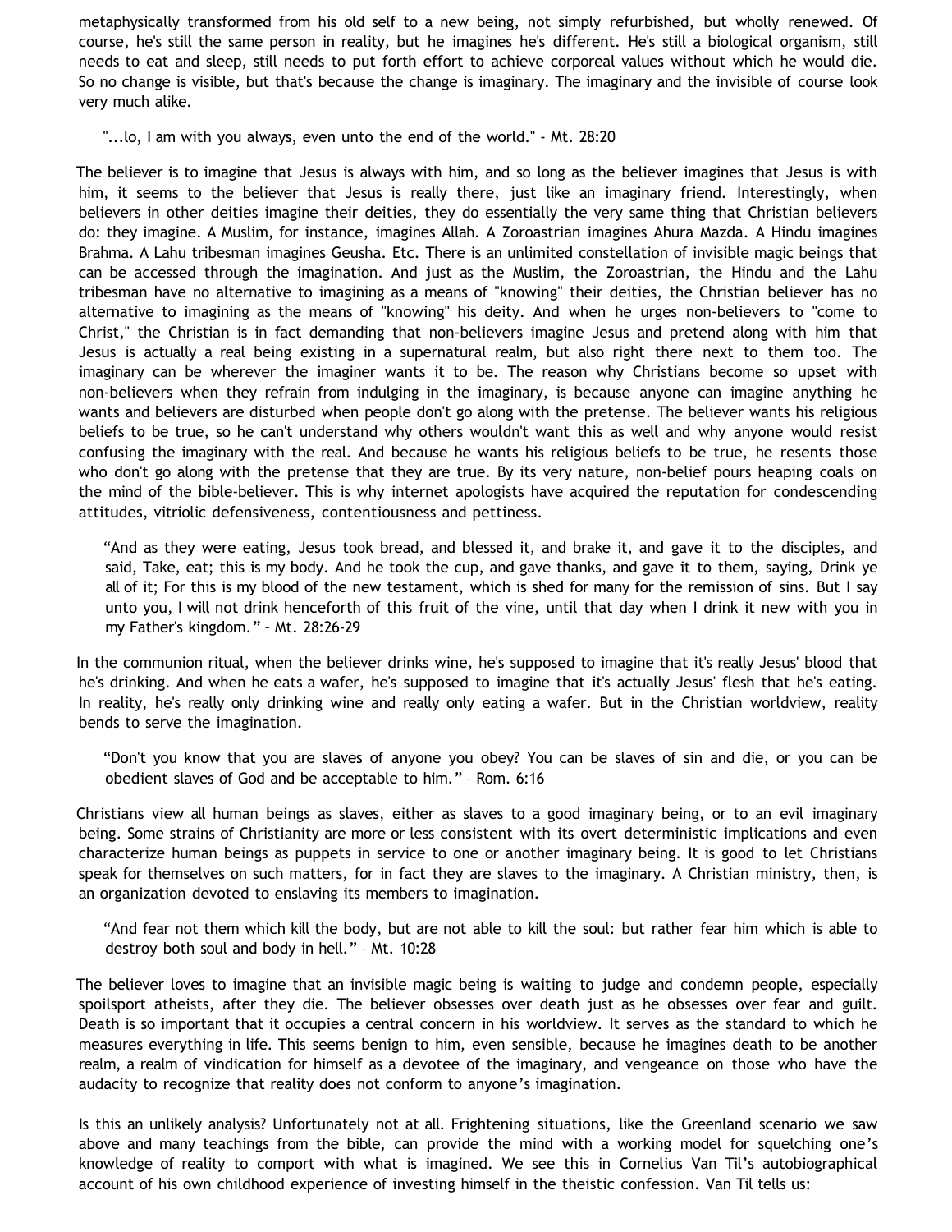metaphysically transformed from his old self to a new being, not simply refurbished, but wholly renewed. Of course, he's still the same person in reality, but he imagines he's different. He's still a biological organism, still needs to eat and sleep, still needs to put forth effort to achieve corporeal values without which he would die. So no change is visible, but that's because the change is imaginary. The imaginary and the invisible of course look very much alike.

> "...lo, I am with you always, even unto the end of the world." - Mt. 28:20

The believer is to imagine that Jesus is always with him, and so long as the believer imagines that Jesus is with him, it seems to the believer that Jesus is really there, just like an imaginary friend. Interestingly, when believers in other deities imagine their deities, they do essentially the very same thing that Christian believers do: they imagine. A Muslim, for instance, imagines Allah. A Zoroastrian imagines Ahura Mazda. A Hindu imagines Brahma. A Lahu tribesman imagines Geusha. Etc. There is an unlimited constellation of invisible magic beings that can be accessed through the imagination. And just as the Muslim, the Zoroastrian, the Hindu and the Lahu tribesman have no alternative to imagining as a means of "knowing" their deities, the Christian believer has no alternative to imagining as the means of "knowing" his deity. And when he urges non-believers to "come to Christ," the Christian is in fact demanding that non-believers imagine Jesus and pretend along with him that Jesus is actually a real being existing in a supernatural realm, but also right there next to them too. The imaginary can be wherever the imaginer wants it to be. The reason why Christians become so upset with non-believers when they refrain from indulging in the imaginary, is because anyone can imagine anything he wants and believers are disturbed when people don't go along with the pretense. The believer wants his religious beliefs to be true, so he can't understand why others wouldn't want this as well and why anyone would resist confusing the imaginary with the real. And because he wants his religious beliefs to be true, he resents those who don't go along with the pretense that they are true. By its very nature, non-belief pours heaping coals on the mind of the bible-believer. This is why internet apologists have acquired the reputation for condescending attitudes, vitriolic defensiveness, contentiousness and pettiness.

> "And as they were eating, Jesus took bread, and blessed it, and brake it, and gave it to the disciples, and said, Take, eat; this is my body. And he took the cup, and gave thanks, and gave it to them, saying, Drink ye all of it; For this is my blood of the new testament, which is shed for many for the remission of sins. But I say unto you, I will not drink henceforth of this fruit of the vine, until that day when I drink it new with you in my Father's kingdom." – Mt. 28:26-29

In the communion ritual, when the believer drinks wine, he's supposed to imagine that it's really Jesus' blood that he's drinking. And when he eats a wafer, he's supposed to imagine that it's actually Jesus' flesh that he's eating. In reality, he's really only drinking wine and really only eating a wafer. But in the Christian worldview, reality bends to serve the imagination.

> "Don't you know that you are slaves of anyone you obey? You can be slaves of sin and die, or you can be obedient slaves of God and be acceptable to him." – Rom. 6:16

Christians view all human beings as slaves, either as slaves to a good imaginary being, or to an evil imaginary being. Some strains of Christianity are more or less consistent with its overt deterministic implications and even characterize human beings as puppets in service to one or another imaginary being. It is good to let Christians speak for themselves on such matters, for in fact they are slaves to the imaginary. A Christian ministry, then, is an organization devoted to enslaving its members to imagination.

> "And fear not them which kill the body, but are not able to kill the soul: but rather fear him which is able to destroy both soul and body in hell." – Mt. 10:28

The believer loves to imagine that an invisible magic being is waiting to judge and condemn people, especially spoilsport atheists, after they die. The believer obsesses over death just as he obsesses over fear and guilt. Death is so important that it occupies a central concern in his worldview. It serves as the standard to which he measures everything in life. This seems benign to him, even sensible, because he imagines death to be another realm, a realm of vindication for himself as a devotee of the imaginary, and vengeance on those who have the audacity to recognize that reality does not conform to anyone's imagination.

Is this an unlikely analysis? Unfortunately not at all. Frightening situations, like the Greenland scenario we saw above and many teachings from the bible, can provide the mind with a working model for squelching one's knowledge of reality to comport with what is imagined. We see this in Cornelius Van Til's autobiographical account of his own childhood experience of investing himself in the theistic confession. Van Til tells us: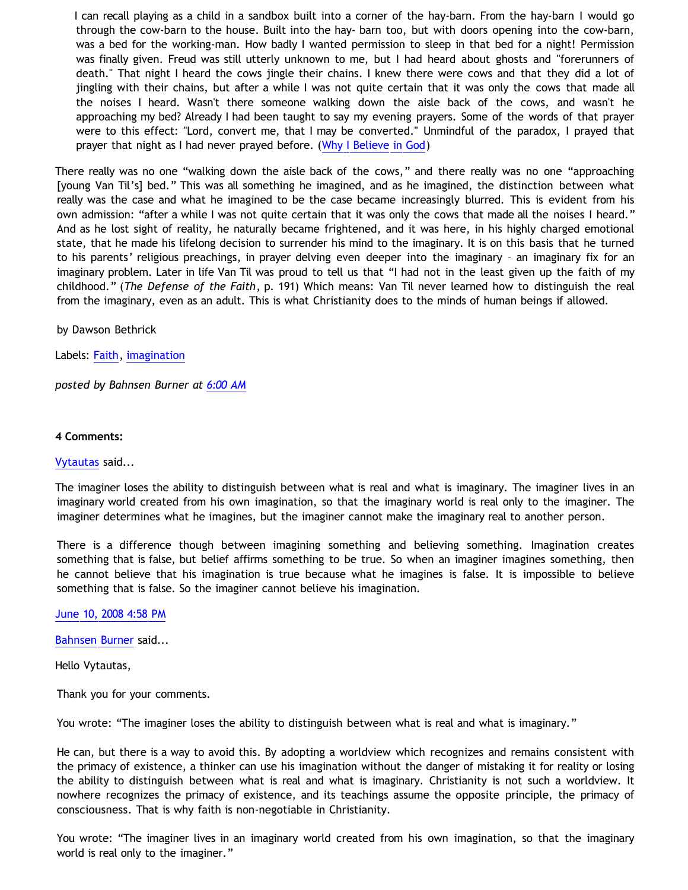> I can recall playing as a child in a sandbox built into a corner of the hay-barn. From the hay-barn I would go through the cow-barn to the house. Built into the hay- barn too, but with doors opening into the cow-barn, was a bed for the working-man. How badly I wanted permission to sleep in that bed for a night! Permission was finally given. Freud was still utterly unknown to me, but I had heard about ghosts and "forerunners of death." That night I heard the cows jingle their chains. I knew there were cows and that they did a lot of jingling with their chains, but after a while I was not quite certain that it was only the cows that made all the noises I heard. Wasn't there someone walking down the aisle back of the cows, and wasn't he approaching my bed? Already I had been taught to say my evening prayers. Some of the words of that prayer were to this effect: "Lord, convert me, that I may be converted." Unmindful of the paradox, I prayed that prayer that night as I had never prayed before. (Why I Believe in God)

There really was no one “walking down the aisle back of the cows,” and there really was no one “approaching [young Van Til’s] bed.” This was all something he imagined, and as he imagined, the distinction between what really was the case and what he imagined to be the case became increasingly blurred. This is evident from his own admission: “after a while I was not quite certain that it was only the cows that made all the noises I heard.” And as he lost sight of reality, he naturally became frightened, and it was here, in his highly charged emotional state, that he made his lifelong decision to surrender his mind to the imaginary. It is on this basis that he turned to his parents’ religious preachings, in prayer delving even deeper into the imaginary – an imaginary fix for an imaginary problem. Later in life Van Til was proud to tell us that “I had not in the least given up the faith of my childhood.” (*The Defense of the Faith*, p. 191) Which means: Van Til never learned how to distinguish the real from the imaginary, even as an adult. This is what Christianity does to the minds of human beings if allowed.

by Dawson Bethrick

Labels: Faith, imagination

*posted by Bahnsen Burner at 6:00 AM*

**4 Comments:**

Vytautas said...

The imaginer loses the ability to distinguish between what is real and what is imaginary. The imaginer lives in an imaginary world created from his own imagination, so that the imaginary world is real only to the imaginer. The imaginer determines what he imagines, but the imaginer cannot make the imaginary real to another person.

There is a difference though between imagining something and believing something. Imagination creates something that is false, but belief affirms something to be true. So when an imaginer imagines something, then he cannot believe that his imagination is true because what he imagines is false. It is impossible to believe something that is false. So the imaginer cannot believe his imagination.

June 10, 2008 4:58 PM

Bahnsen Burner said...

Hello Vytautas,

Thank you for your comments.

You wrote: “The imaginer loses the ability to distinguish between what is real and what is imaginary.”

He can, but there is a way to avoid this. By adopting a worldview which recognizes and remains consistent with the primacy of existence, a thinker can use his imagination without the danger of mistaking it for reality or losing the ability to distinguish between what is real and what is imaginary. Christianity is not such a worldview. It nowhere recognizes the primacy of existence, and its teachings assume the opposite principle, the primacy of consciousness. That is why faith is non-negotiable in Christianity.

You wrote: “The imaginer lives in an imaginary world created from his own imagination, so that the imaginary world is real only to the imaginer.”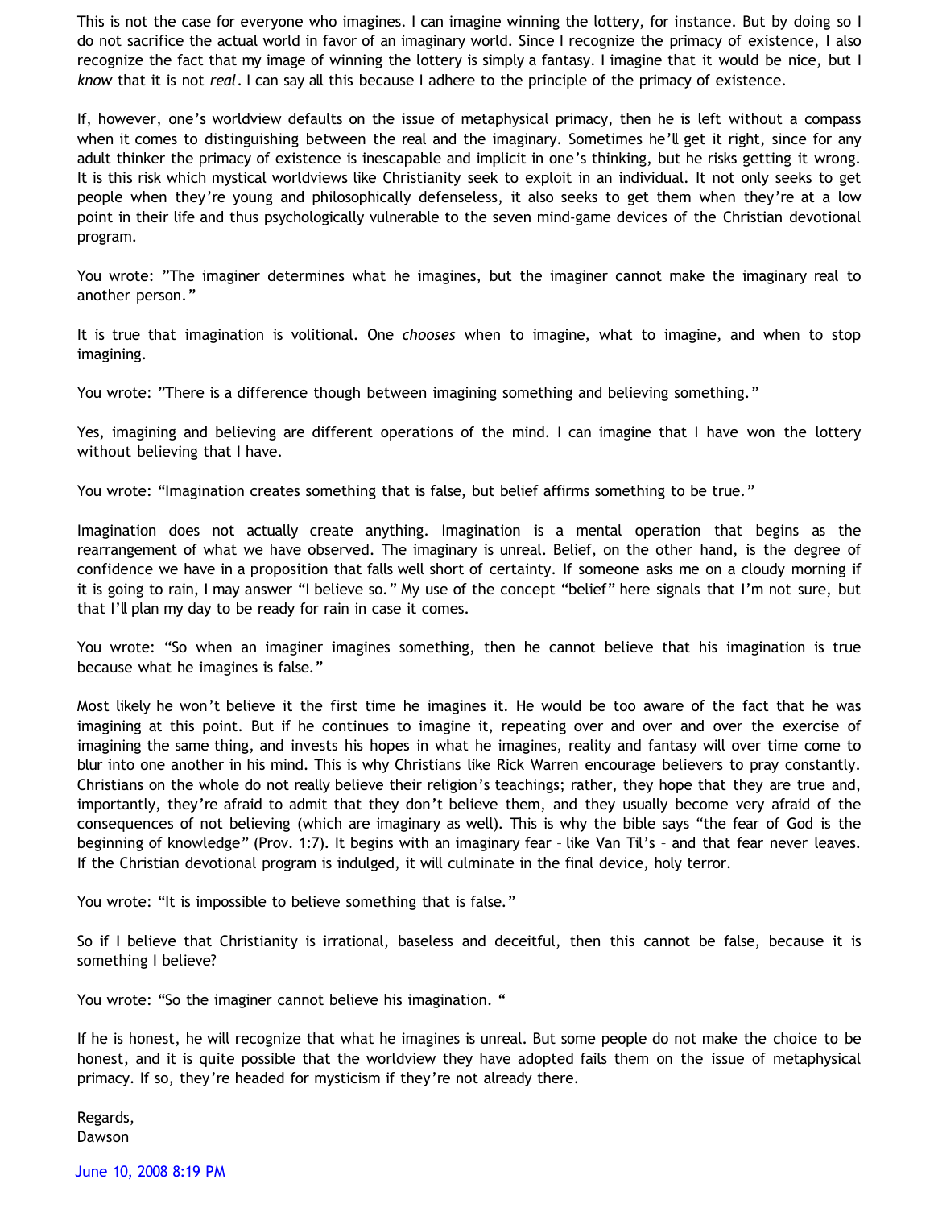This is not the case for everyone who imagines. I can imagine winning the lottery, for instance. But by doing so I do not sacrifice the actual world in favor of an imaginary world. Since I recognize the primacy of existence, I also recognize the fact that my image of winning the lottery is simply a fantasy. I imagine that it would be nice, but I *know* that it is not *real*. I can say all this because I adhere to the principle of the primacy of existence.

If, however, one's worldview defaults on the issue of metaphysical primacy, then he is left without a compass when it comes to distinguishing between the real and the imaginary. Sometimes he'll get it right, since for any adult thinker the primacy of existence is inescapable and implicit in one's thinking, but he risks getting it wrong. It is this risk which mystical worldviews like Christianity seek to exploit in an individual. It not only seeks to get people when they're young and philosophically defenseless, it also seeks to get them when they're at a low point in their life and thus psychologically vulnerable to the seven mind-game devices of the Christian devotional program.

You wrote: "The imaginer determines what he imagines, but the imaginer cannot make the imaginary real to another person."

It is true that imagination is volitional. One *chooses* when to imagine, what to imagine, and when to stop imagining.

You wrote: "There is a difference though between imagining something and believing something."

Yes, imagining and believing are different operations of the mind. I can imagine that I have won the lottery without believing that I have.

You wrote: "Imagination creates something that is false, but belief affirms something to be true."

Imagination does not actually create anything. Imagination is a mental operation that begins as the rearrangement of what we have observed. The imaginary is unreal. Belief, on the other hand, is the degree of confidence we have in a proposition that falls well short of certainty. If someone asks me on a cloudy morning if it is going to rain, I may answer "I believe so." My use of the concept "belief" here signals that I'm not sure, but that I'll plan my day to be ready for rain in case it comes.

You wrote: "So when an imaginer imagines something, then he cannot believe that his imagination is true because what he imagines is false."

Most likely he won't believe it the first time he imagines it. He would be too aware of the fact that he was imagining at this point. But if he continues to imagine it, repeating over and over and over the exercise of imagining the same thing, and invests his hopes in what he imagines, reality and fantasy will over time come to blur into one another in his mind. This is why Christians like Rick Warren encourage believers to pray constantly. Christians on the whole do not really believe their religion's teachings; rather, they hope that they are true and, importantly, they're afraid to admit that they don't believe them, and they usually become very afraid of the consequences of not believing (which are imaginary as well). This is why the bible says "the fear of God is the beginning of knowledge" (Prov. 1:7). It begins with an imaginary fear – like Van Til's – and that fear never leaves. If the Christian devotional program is indulged, it will culminate in the final device, holy terror.

You wrote: "It is impossible to believe something that is false."

So if I believe that Christianity is irrational, baseless and deceitful, then this cannot be false, because it is something I believe?

You wrote: "So the imaginer cannot believe his imagination. "

If he is honest, he will recognize that what he imagines is unreal. But some people do not make the choice to be honest, and it is quite possible that the worldview they have adopted fails them on the issue of metaphysical primacy. If so, they're headed for mysticism if they're not already there.

Regards,
Dawson

June 10, 2008 8:19 PM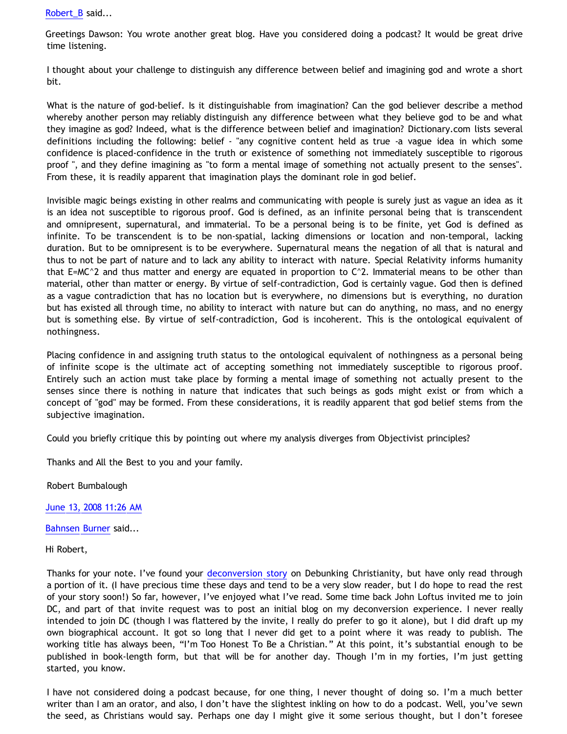[Robert_B](#) said...

Greetings Dawson: You wrote another great blog. Have you considered doing a podcast? It would be great drive time listening.

I thought about your challenge to distinguish any difference between belief and imagining god and wrote a short bit.

What is the nature of god-belief. Is it distinguishable from imagination? Can the god believer describe a method whereby another person may reliably distinguish any difference between what they believe god to be and what they imagine as god? Indeed, what is the difference between belief and imagination? Dictionary.com lists several definitions including the following: belief - "any cognitive content held as true -a vague idea in which some confidence is placed-confidence in the truth or existence of something not immediately susceptible to rigorous proof ", and they define imagining as "to form a mental image of something not actually present to the senses". From these, it is readily apparent that imagination plays the dominant role in god belief.

Invisible magic beings existing in other realms and communicating with people is surely just as vague an idea as it is an idea not susceptible to rigorous proof. God is defined, as an infinite personal being that is transcendent and omnipresent, supernatural, and immaterial. To be a personal being is to be finite, yet God is defined as infinite. To be transcendent is to be non-spatial, lacking dimensions or location and non-temporal, lacking duration. But to be omnipresent is to be everywhere. Supernatural means the negation of all that is natural and thus to not be part of nature and to lack any ability to interact with nature. Special Relativity informs humanity that E=MC^2 and thus matter and energy are equated in proportion to C^2. Immaterial means to be other than material, other than matter or energy. By virtue of self-contradiction, God is certainly vague. God then is defined as a vague contradiction that has no location but is everywhere, no dimensions but is everything, no duration but has existed all through time, no ability to interact with nature but can do anything, no mass, and no energy but is something else. By virtue of self-contradiction, God is incoherent. This is the ontological equivalent of nothingness.

Placing confidence in and assigning truth status to the ontological equivalent of nothingness as a personal being of infinite scope is the ultimate act of accepting something not immediately susceptible to rigorous proof. Entirely such an action must take place by forming a mental image of something not actually present to the senses since there is nothing in nature that indicates that such beings as gods might exist or from which a concept of "god" may be formed. From these considerations, it is readily apparent that god belief stems from the subjective imagination.

Could you briefly critique this by pointing out where my analysis diverges from Objectivist principles?

Thanks and All the Best to you and your family.

Robert Bumbalough

[June 13, 2008 11:26 AM](#)

[Bahnsen Burner](#) said...

Hi Robert,

Thanks for your note. I've found your [deconversion story](#) on Debunking Christianity, but have only read through a portion of it. (I have precious time these days and tend to be a very slow reader, but I do hope to read the rest of your story soon!) So far, however, I've enjoyed what I've read. Some time back John Loftus invited me to join DC, and part of that invite request was to post an initial blog on my deconversion experience. I never really intended to join DC (though I was flattered by the invite, I really do prefer to go it alone), but I did draft up my own biographical account. It got so long that I never did get to a point where it was ready to publish. The working title has always been, "I'm Too Honest To Be a Christian." At this point, it's substantial enough to be published in book-length form, but that will be for another day. Though I'm in my forties, I'm just getting started, you know.

I have not considered doing a podcast because, for one thing, I never thought of doing so. I'm a much better writer than I am an orator, and also, I don't have the slightest inkling on how to do a podcast. Well, you've sewn the seed, as Christians would say. Perhaps one day I might give it some serious thought, but I don't foresee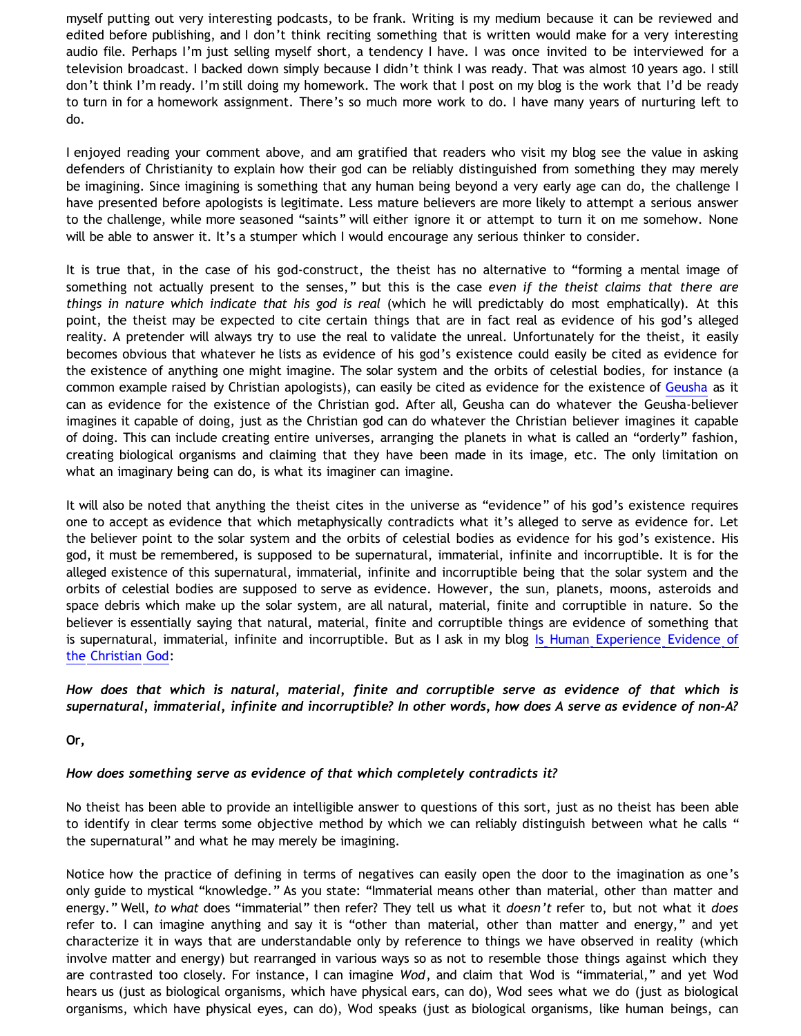myself putting out very interesting podcasts, to be frank. Writing is my medium because it can be reviewed and edited before publishing, and I don't think reciting something that is written would make for a very interesting audio file. Perhaps I'm just selling myself short, a tendency I have. I was once invited to be interviewed for a television broadcast. I backed down simply because I didn't think I was ready. That was almost 10 years ago. I still don't think I'm ready. I'm still doing my homework. The work that I post on my blog is the work that I'd be ready to turn in for a homework assignment. There's so much more work to do. I have many years of nurturing left to do.

I enjoyed reading your comment above, and am gratified that readers who visit my blog see the value in asking defenders of Christianity to explain how their god can be reliably distinguished from something they may merely be imagining. Since imagining is something that any human being beyond a very early age can do, the challenge I have presented before apologists is legitimate. Less mature believers are more likely to attempt a serious answer to the challenge, while more seasoned "saints" will either ignore it or attempt to turn it on me somehow. None will be able to answer it. It's a stumper which I would encourage any serious thinker to consider.

It is true that, in the case of his god-construct, the theist has no alternative to "forming a mental image of something not actually present to the senses," but this is the case *even if the theist claims that there are things in nature which indicate that his god is real* (which he will predictably do most emphatically). At this point, the theist may be expected to cite certain things that are in fact real as evidence of his god's alleged reality. A pretender will always try to use the real to validate the unreal. Unfortunately for the theist, it easily becomes obvious that whatever he lists as evidence of his god's existence could easily be cited as evidence for the existence of anything one might imagine. The solar system and the orbits of celestial bodies, for instance (a common example raised by Christian apologists), can easily be cited as evidence for the existence of Geusha as it can as evidence for the existence of the Christian god. After all, Geusha can do whatever the Geusha-believer imagines it capable of doing, just as the Christian god can do whatever the Christian believer imagines it capable of doing. This can include creating entire universes, arranging the planets in what is called an "orderly" fashion, creating biological organisms and claiming that they have been made in its image, etc. The only limitation on what an imaginary being can do, is what its imaginer can imagine.

It will also be noted that anything the theist cites in the universe as "evidence" of his god's existence requires one to accept as evidence that which metaphysically contradicts what it's alleged to serve as evidence for. Let the believer point to the solar system and the orbits of celestial bodies as evidence for his god's existence. His god, it must be remembered, is supposed to be supernatural, immaterial, infinite and incorruptible. It is for the alleged existence of this supernatural, immaterial, infinite and incorruptible being that the solar system and the orbits of celestial bodies are supposed to serve as evidence. However, the sun, planets, moons, asteroids and space debris which make up the solar system, are all natural, material, finite and corruptible in nature. So the believer is essentially saying that natural, material, finite and corruptible things are evidence of something that is supernatural, immaterial, infinite and incorruptible. But as I ask in my blog Is Human Experience Evidence of the Christian God:

***How does that which is natural, material, finite and corruptible serve as evidence of that which is supernatural, immaterial, infinite and incorruptible? In other words, how does A serve as evidence of non-A?***

**Or,**

***How does something serve as evidence of that which completely contradicts it?***

No theist has been able to provide an intelligible answer to questions of this sort, just as no theist has been able to identify in clear terms some objective method by which we can reliably distinguish between what he calls " the supernatural" and what he may merely be imagining.

Notice how the practice of defining in terms of negatives can easily open the door to the imagination as one's only guide to mystical "knowledge." As you state: "Immaterial means other than material, other than matter and energy." Well, *to what* does "immaterial" then refer? They tell us what it *doesn't* refer to, but not what it *does* refer to. I can imagine anything and say it is "other than material, other than matter and energy," and yet characterize it in ways that are understandable only by reference to things we have observed in reality (which involve matter and energy) but rearranged in various ways so as not to resemble those things against which they are contrasted too closely. For instance, I can imagine *Wod*, and claim that Wod is "immaterial," and yet Wod hears us (just as biological organisms, which have physical ears, can do), Wod sees what we do (just as biological organisms, which have physical eyes, can do), Wod speaks (just as biological organisms, like human beings, can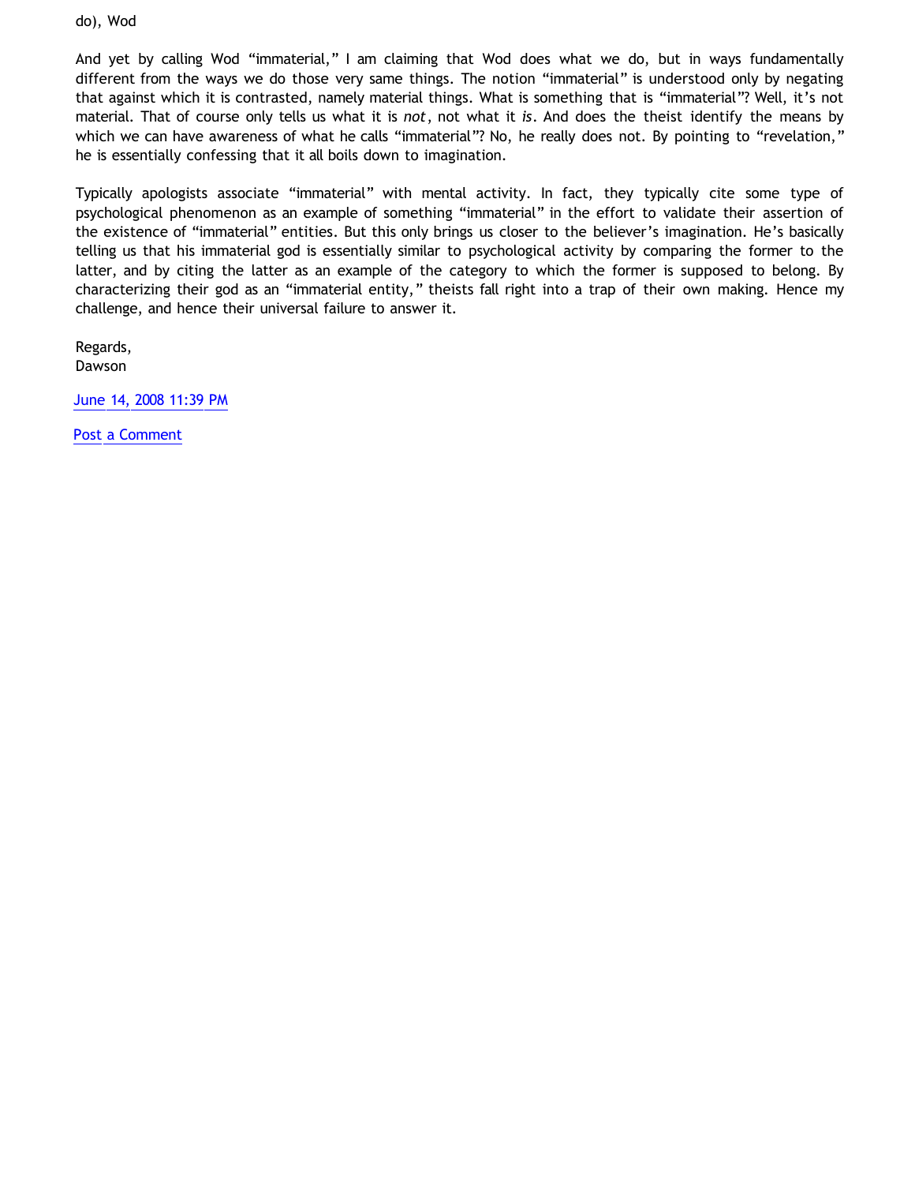do), Wod

And yet by calling Wod “immaterial,” I am claiming that Wod does what we do, but in ways fundamentally different from the ways we do those very same things. The notion “immaterial” is understood only by negating that against which it is contrasted, namely material things. What is something that is “immaterial”? Well, it’s not material. That of course only tells us what it is *not*, not what it *is*. And does the theist identify the means by which we can have awareness of what he calls “immaterial”? No, he really does not. By pointing to “revelation,” he is essentially confessing that it all boils down to imagination.

Typically apologists associate “immaterial” with mental activity. In fact, they typically cite some type of psychological phenomenon as an example of something “immaterial” in the effort to validate their assertion of the existence of “immaterial” entities. But this only brings us closer to the believer’s imagination. He’s basically telling us that his immaterial god is essentially similar to psychological activity by comparing the former to the latter, and by citing the latter as an example of the category to which the former is supposed to belong. By characterizing their god as an “immaterial entity,” theists fall right into a trap of their own making. Hence my challenge, and hence their universal failure to answer it.

Regards,
Dawson

June 14, 2008 11:39 PM

Post a Comment